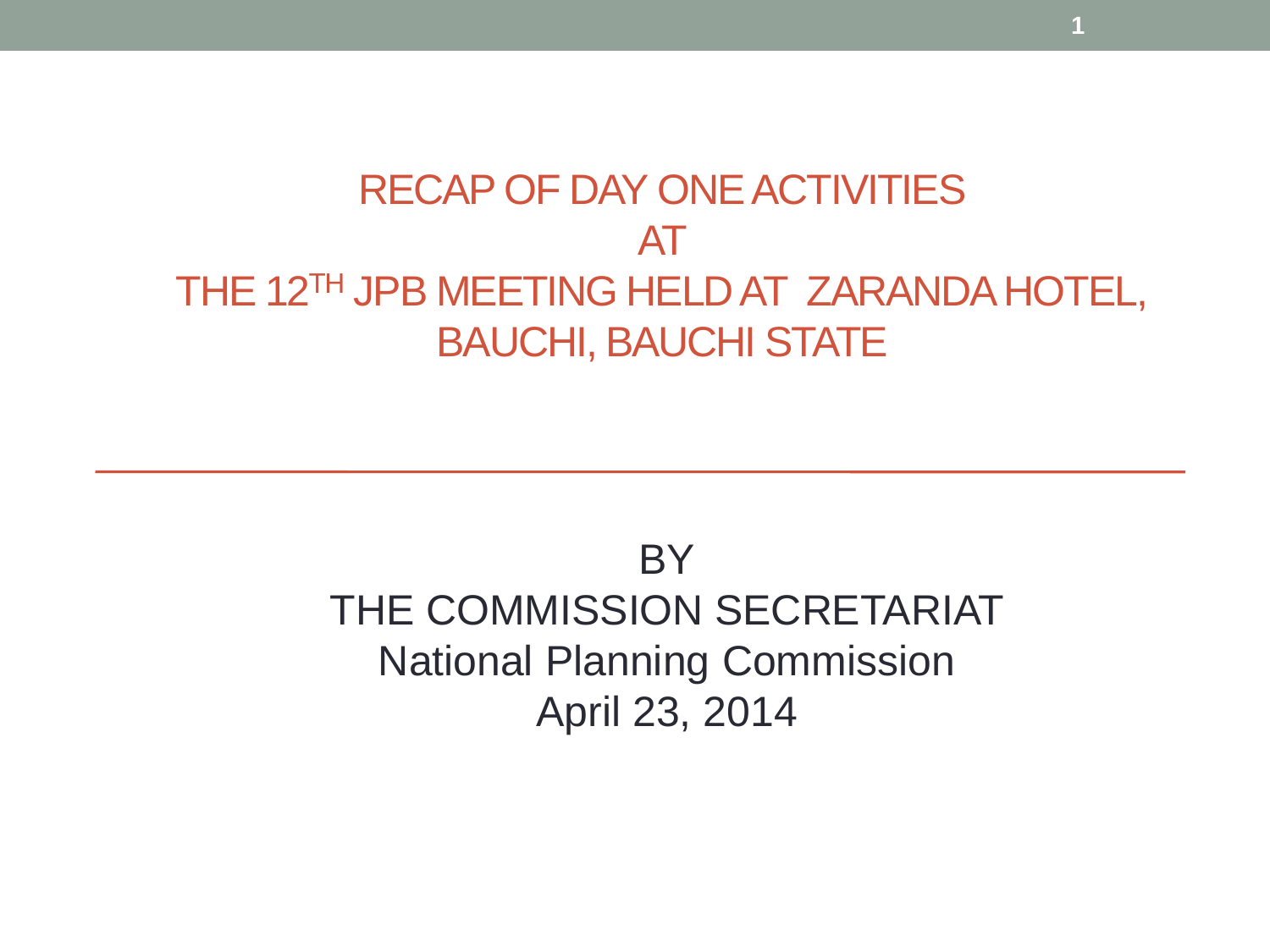# RECAP OF DAY ONE ACTIVITIES AT THE 12TH JPB MEETING HELD AT ZARANDA HOTEL, BAUCHI, BAUCHI STATE

BY

THE COMMISSION SECRETARIAT

National Planning Commission

April 23, 2014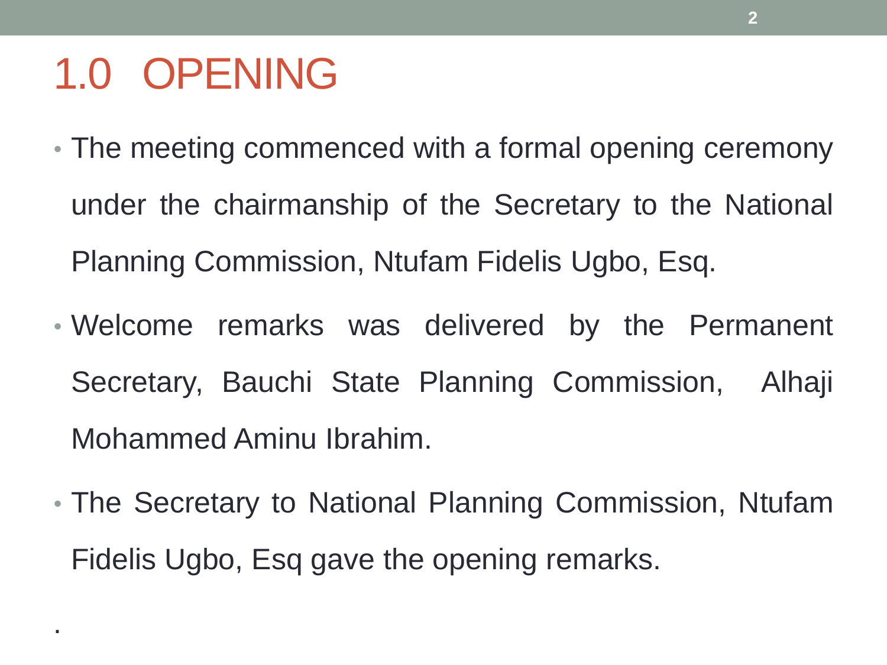# 1.0 OPENING

- The meeting commenced with a formal opening ceremony under the chairmanship of the Secretary to the National Planning Commission, Ntufam Fidelis Ugbo, Esq.
- Welcome remarks was delivered by the Permanent Secretary, Bauchi State Planning Commission, Alhaji Mohammed Aminu Ibrahim.
- The Secretary to National Planning Commission, Ntufam Fidelis Ugbo, Esq gave the opening remarks.

.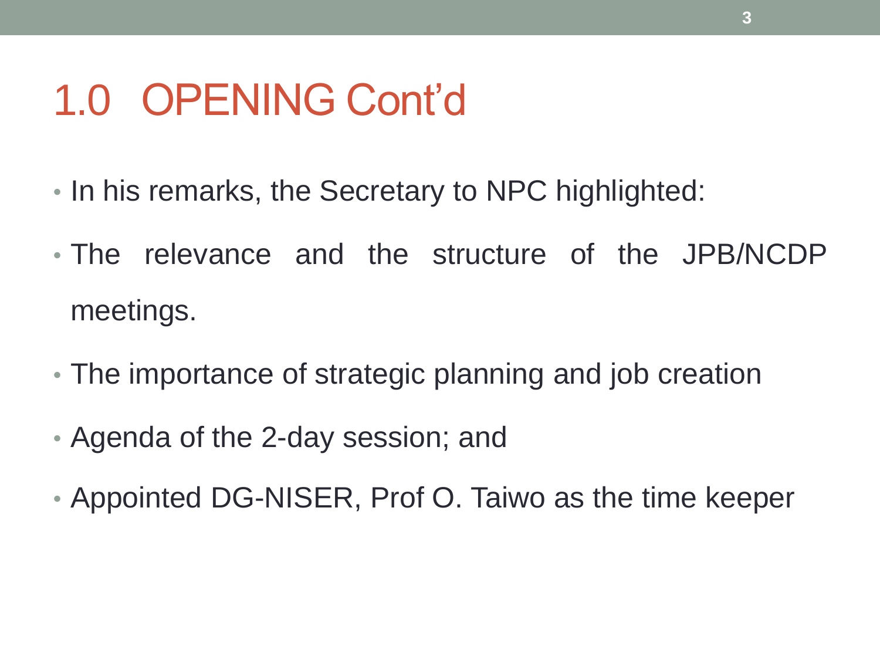# 1.0 OPENING Cont'd

- In his remarks, the Secretary to NPC highlighted:
- The relevance and the structure of the JPB/NCDP meetings.
- The importance of strategic planning and job creation
- Agenda of the 2-day session; and
- Appointed DG-NISER, Prof O. Taiwo as the time keeper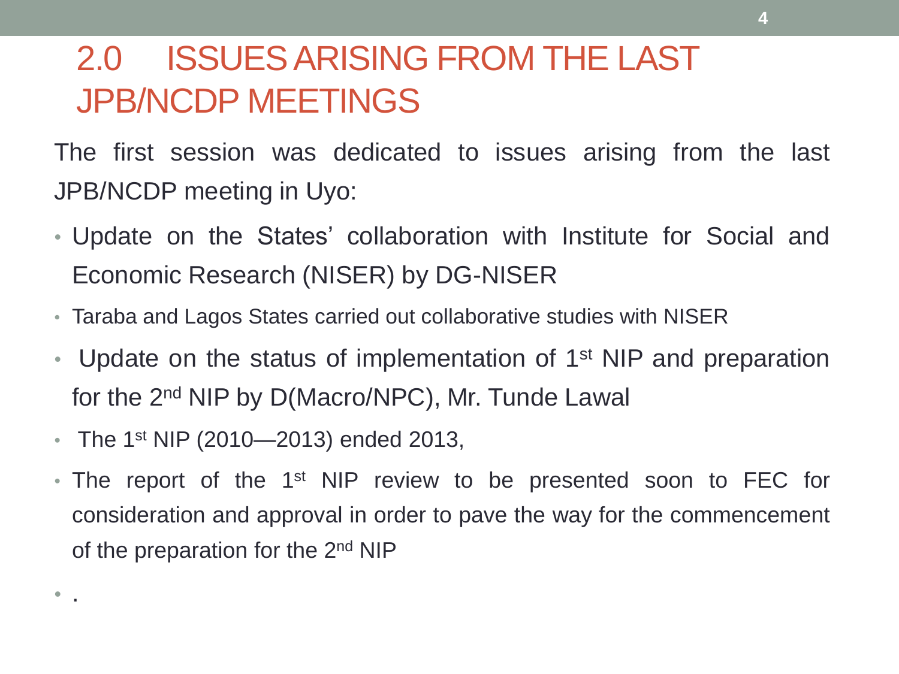# 2.0 ISSUES ARISING FROM THE LAST JPB/NCDP MEETINGS

The first session was dedicated to issues arising from the last JPB/NCDP meeting in Uyo:

- Update on the States' collaboration with Institute for Social and Economic Research (NISER) by DG-NISER
- Taraba and Lagos States carried out collaborative studies with NISER
- Update on the status of implementation of 1st NIP and preparation for the 2nd NIP by D(Macro/NPC), Mr. Tunde Lawal
- The 1st NIP (2010—2013) ended 2013,
- The report of the 1st NIP review to be presented soon to FEC for consideration and approval in order to pave the way for the commencement of the preparation for the 2nd NIP
- .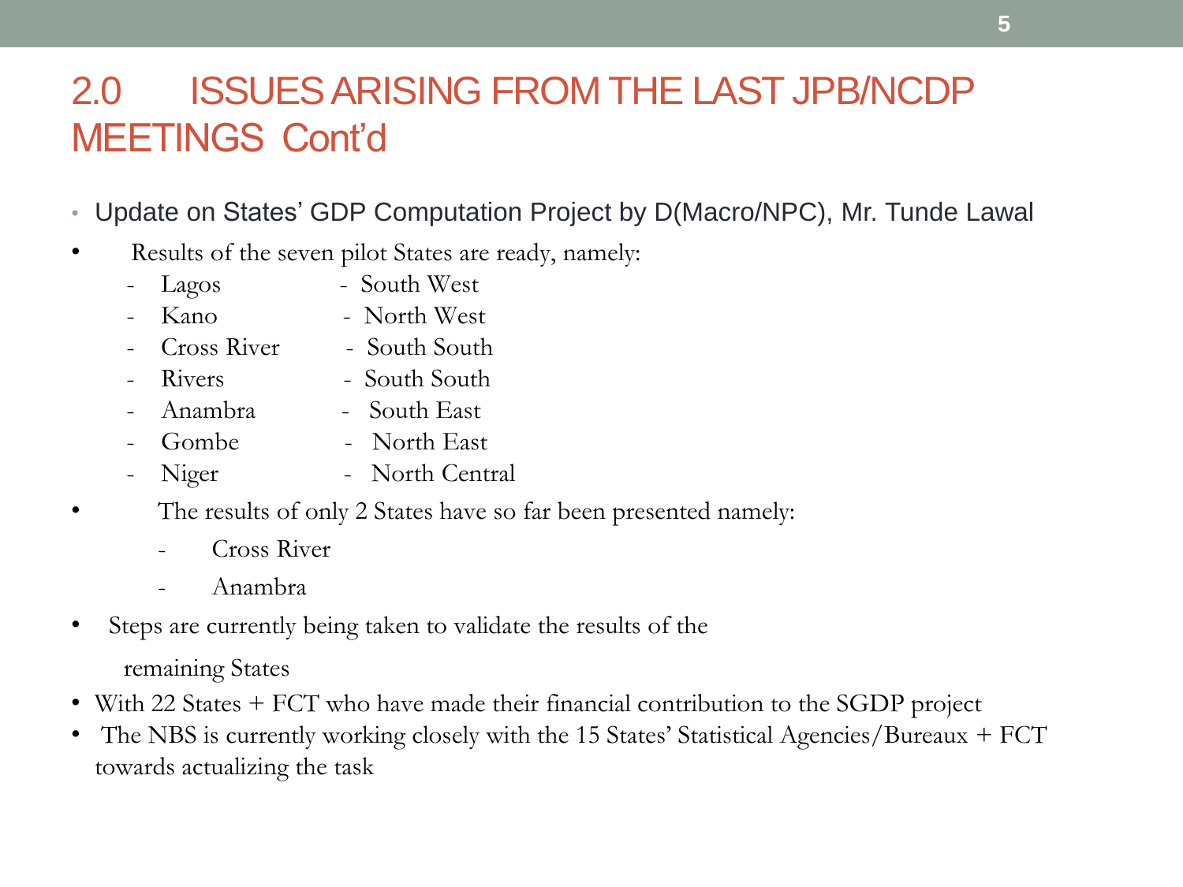# 2.0 ISSUES ARISING FROM THE LAST JPB/NCDP MEETINGS Cont'd

- Update on States' GDP Computation Project by D(Macro/NPC), Mr. Tunde Lawal
- Results of the seven pilot States are ready, namely:
  - Lagos - South West
  - Kano - North West
  - Cross River - South South
  - Rivers - South South
  - Anambra - South East
  - Gombe - North East
  - Niger - North Central
- The results of only 2 States have so far been presented namely:
  - Cross River
  - Anambra
- Steps are currently being taken to validate the results of the remaining States
- With 22 States + FCT who have made their financial contribution to the SGDP project
- The NBS is currently working closely with the 15 States' Statistical Agencies/Bureaux + FCT towards actualizing the task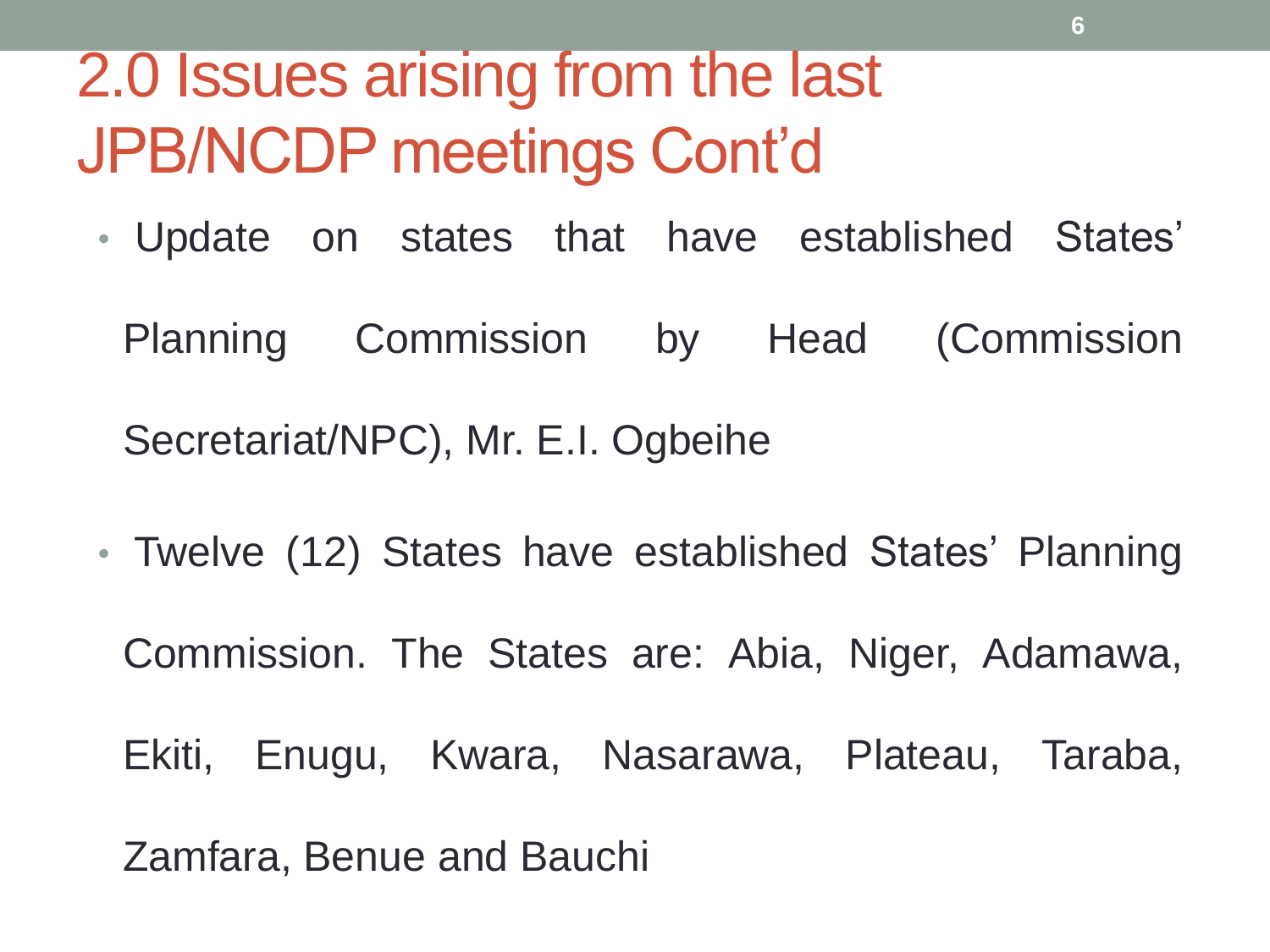# 2.0 Issues arising from the last JPB/NCDP meetings Cont'd

- Update on states that have established States' Planning Commission by Head (Commission Secretariat/NPC), Mr. E.I. Ogbeihe
- Twelve (12) States have established States' Planning Commission. The States are: Abia, Niger, Adamawa, Ekiti, Enugu, Kwara, Nasarawa, Plateau, Taraba, Zamfara, Benue and Bauchi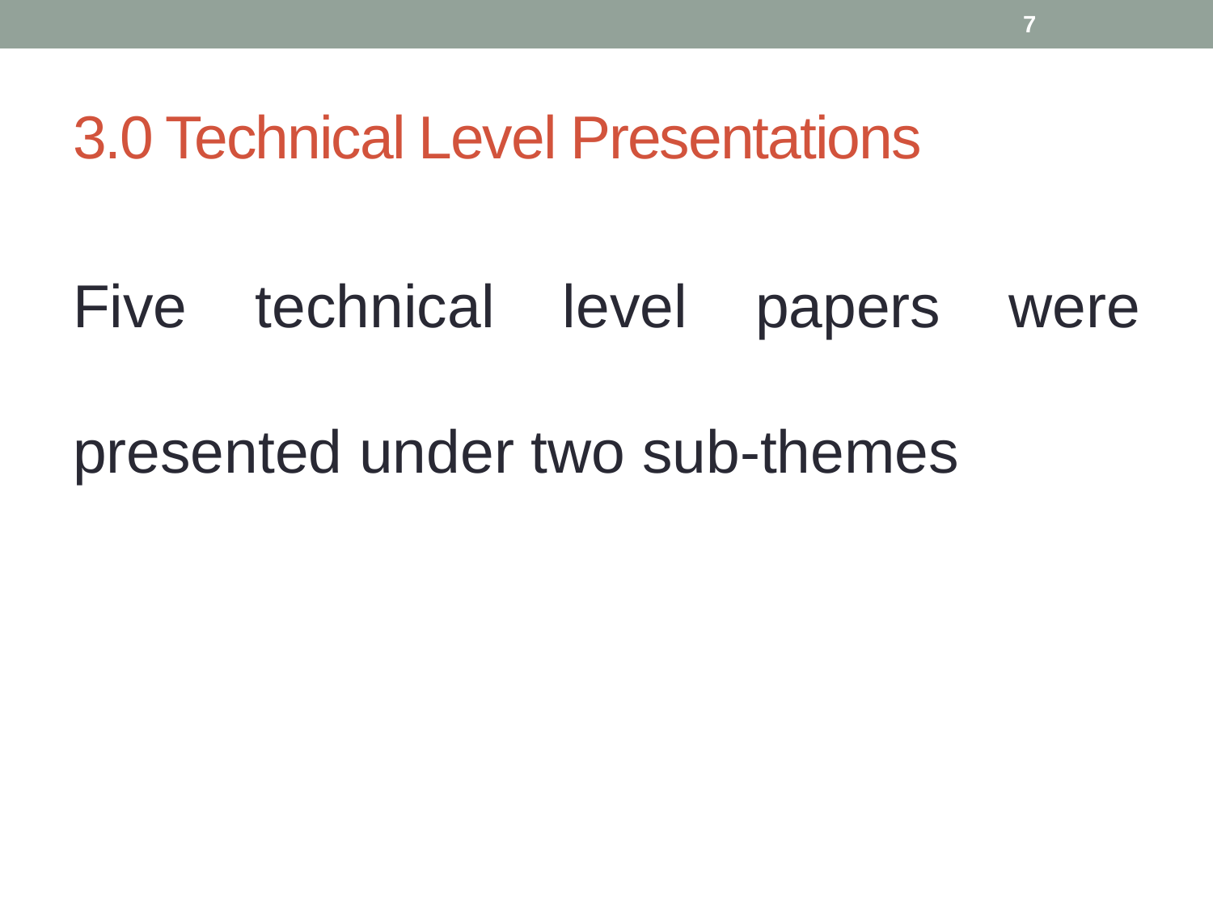# 3.0 Technical Level Presentations

Five technical level papers were presented under two sub-themes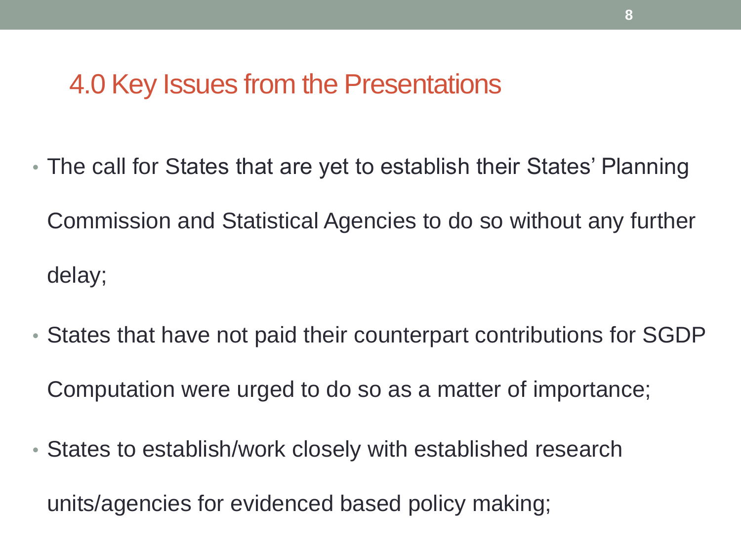## 4.0 Key Issues from the Presentations

- The call for States that are yet to establish their States' Planning Commission and Statistical Agencies to do so without any further delay;
- States that have not paid their counterpart contributions for SGDP Computation were urged to do so as a matter of importance;
- States to establish/work closely with established research units/agencies for evidenced based policy making;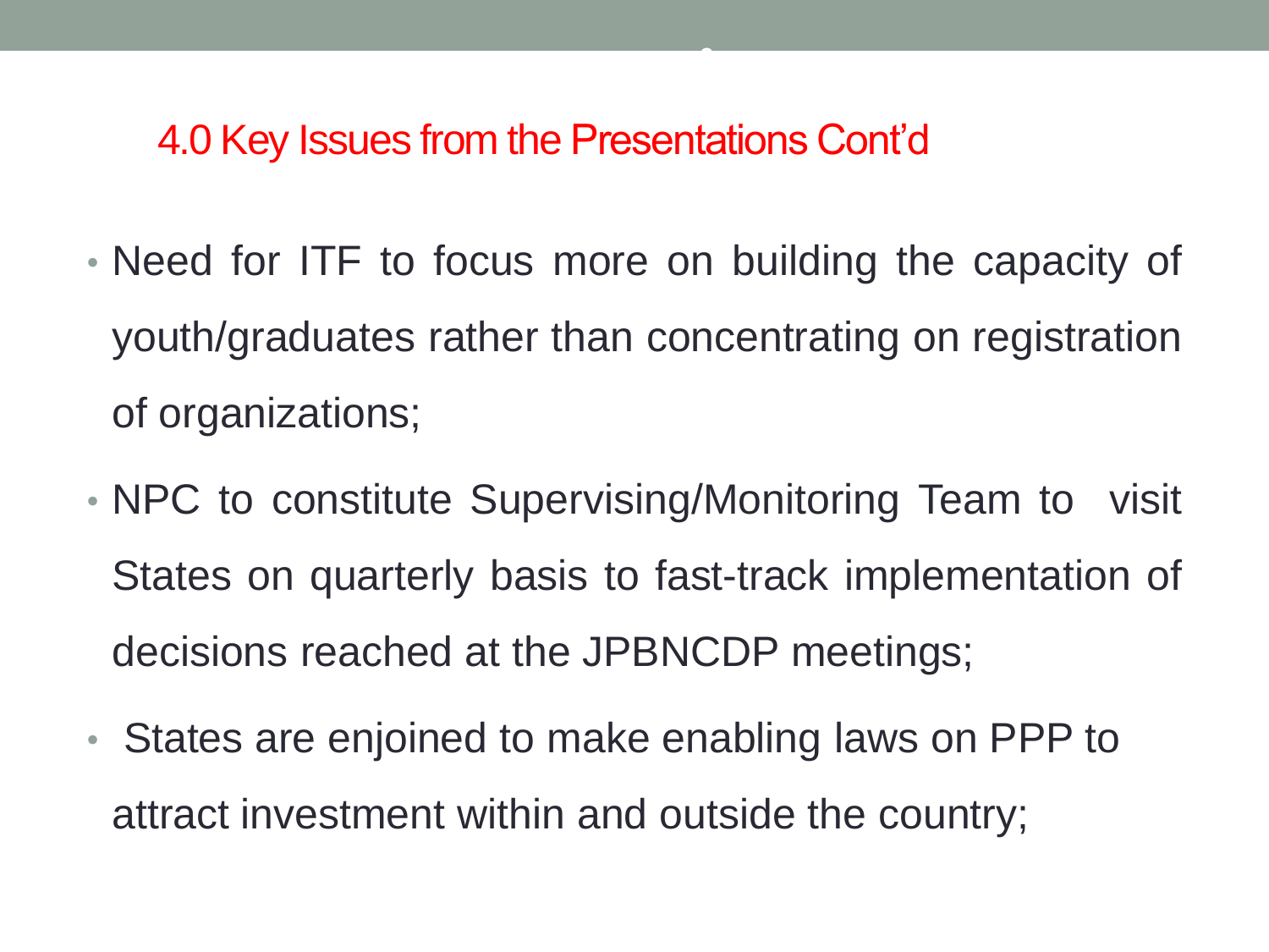## 4.0 Key Issues from the Presentations Cont'd

- Need for ITF to focus more on building the capacity of youth/graduates rather than concentrating on registration of organizations;
- NPC to constitute Supervising/Monitoring Team to visit States on quarterly basis to fast-track implementation of decisions reached at the JPBNCDP meetings;
- States are enjoined to make enabling laws on PPP to attract investment within and outside the country;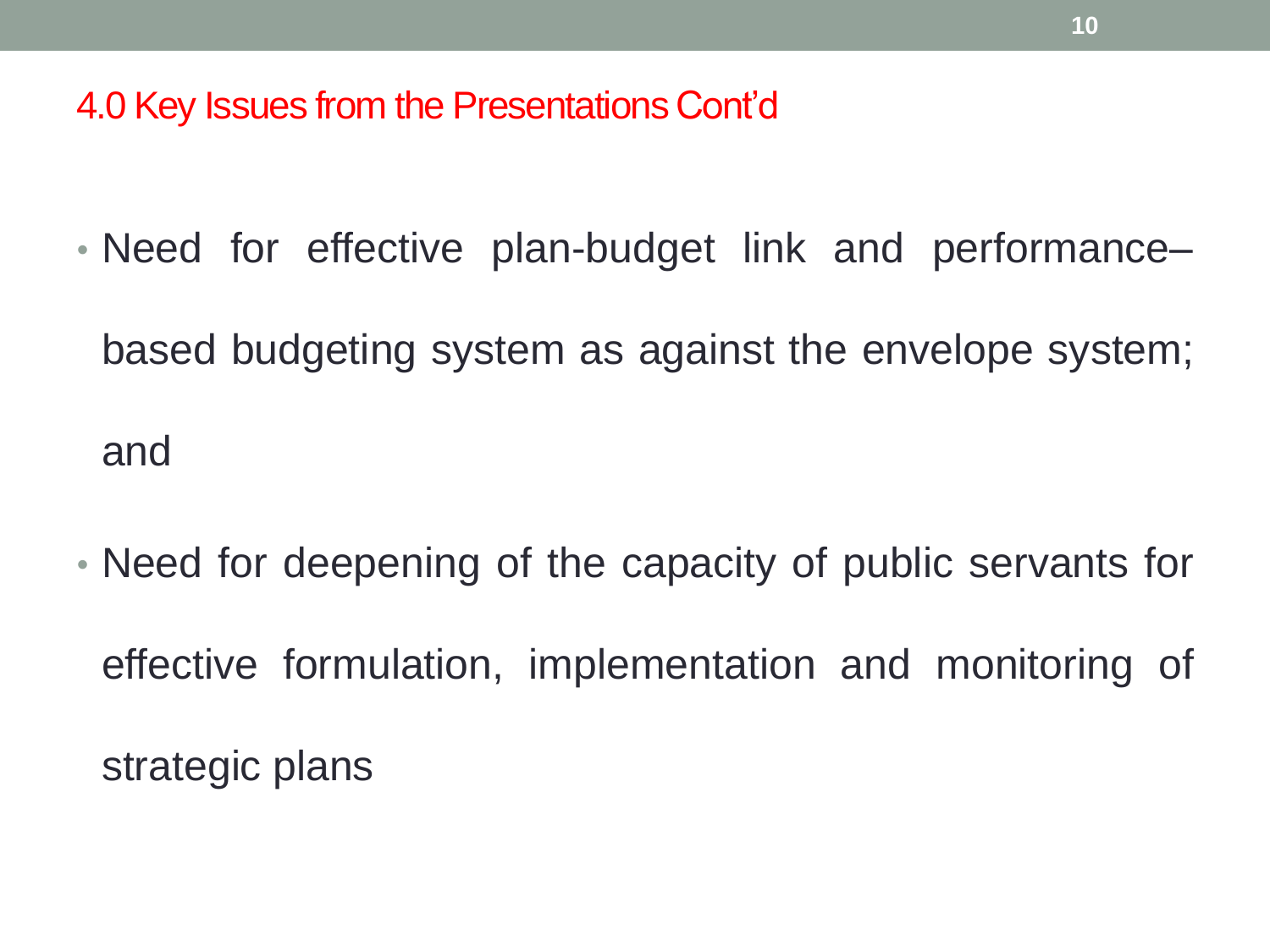## 4.0 Key Issues from the Presentations Cont'd

- Need for effective plan-budget link and performance–based budgeting system as against the envelope system; and
- Need for deepening of the capacity of public servants for effective formulation, implementation and monitoring of strategic plans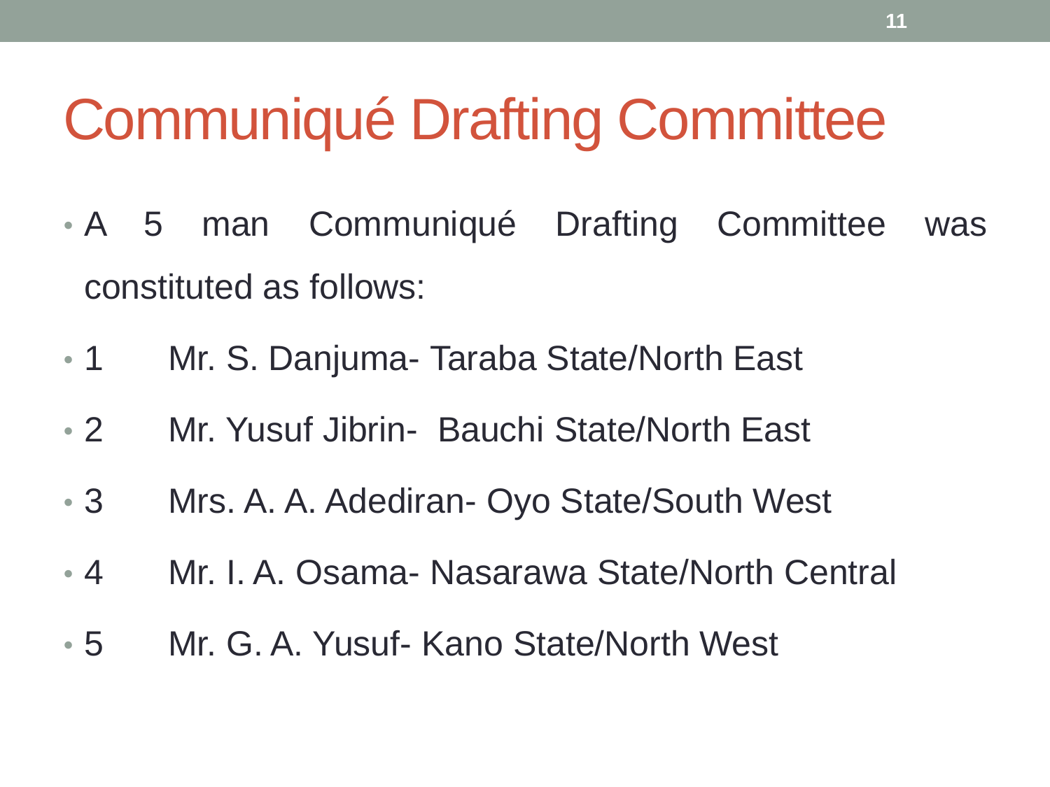# Communiqué Drafting Committee

- A 5 man Communiqué Drafting Committee was constituted as follows:
- 1 Mr. S. Danjuma- Taraba State/North East
- 2 Mr. Yusuf Jibrin- Bauchi State/North East
- 3 Mrs. A. A. Adediran- Oyo State/South West
- 4 Mr. I. A. Osama- Nasarawa State/North Central
- 5 Mr. G. A. Yusuf- Kano State/North West